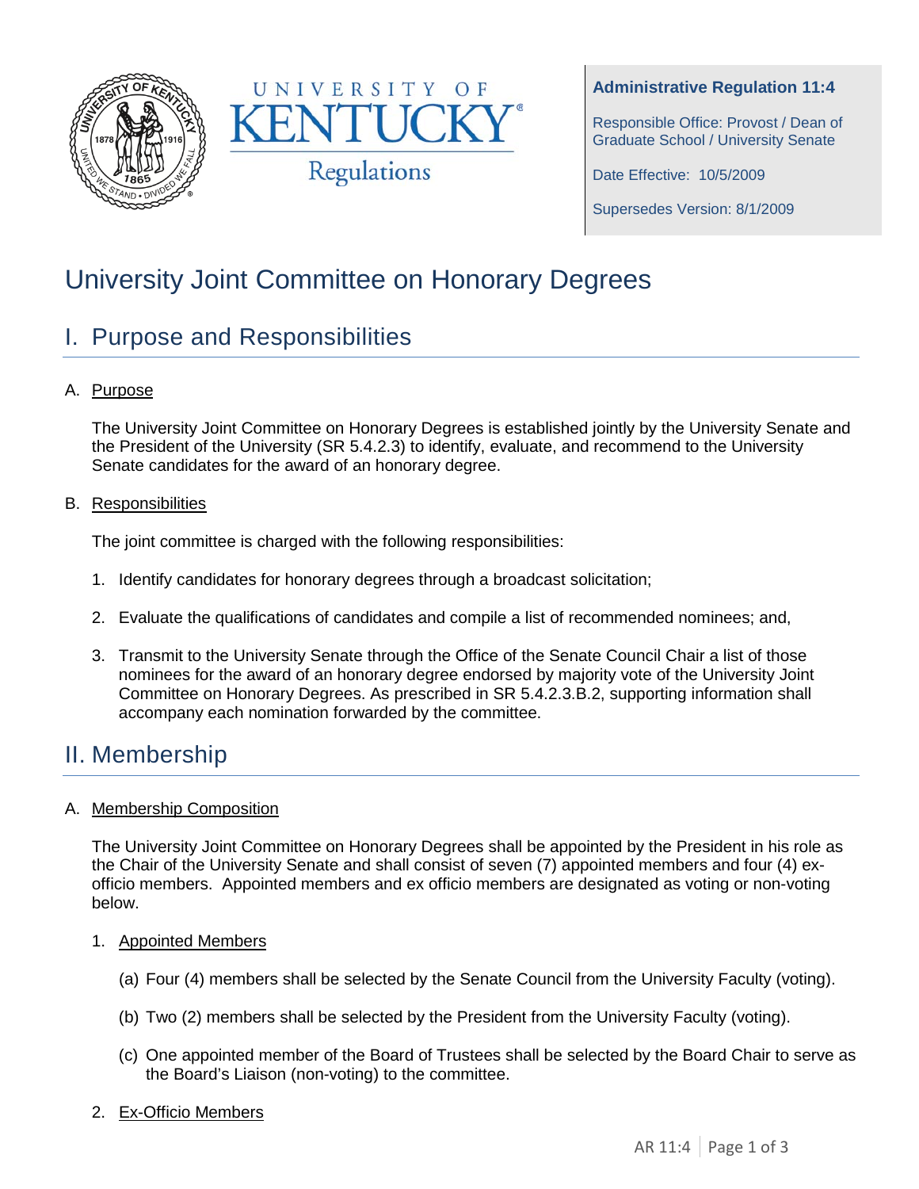**Administrative Regulation 11:4**

Responsible Office: Provost / Dean of Graduate School / University Senate

Date Effective: 10/5/2009

Supersedes Version: 8/1/2009

# University Joint Committee on Honorary Degrees

## I. Purpose and Responsibilities

A. Purpose

The University Joint Committee on Honorary Degrees is established jointly by the University Senate and the President of the University (SR 5.4.2.3) to identify, evaluate, and recommend to the University Senate candidates for the award of an honorary degree.

B. Responsibilities

The joint committee is charged with the following responsibilities:

1. Identify candidates for honorary degrees through a broadcast solicitation;
2. Evaluate the qualifications of candidates and compile a list of recommended nominees; and,
3. Transmit to the University Senate through the Office of the Senate Council Chair a list of those nominees for the award of an honorary degree endorsed by majority vote of the University Joint Committee on Honorary Degrees. As prescribed in SR 5.4.2.3.B.2, supporting information shall accompany each nomination forwarded by the committee.

## II. Membership

A. Membership Composition

The University Joint Committee on Honorary Degrees shall be appointed by the President in his role as the Chair of the University Senate and shall consist of seven (7) appointed members and four (4) ex-officio members. Appointed members and ex officio members are designated as voting or non-voting below.

1. Appointed Members

   (a) Four (4) members shall be selected by the Senate Council from the University Faculty (voting).

   (b) Two (2) members shall be selected by the President from the University Faculty (voting).

   (c) One appointed member of the Board of Trustees shall be selected by the Board Chair to serve as the Board's Liaison (non-voting) to the committee.

2. Ex-Officio Members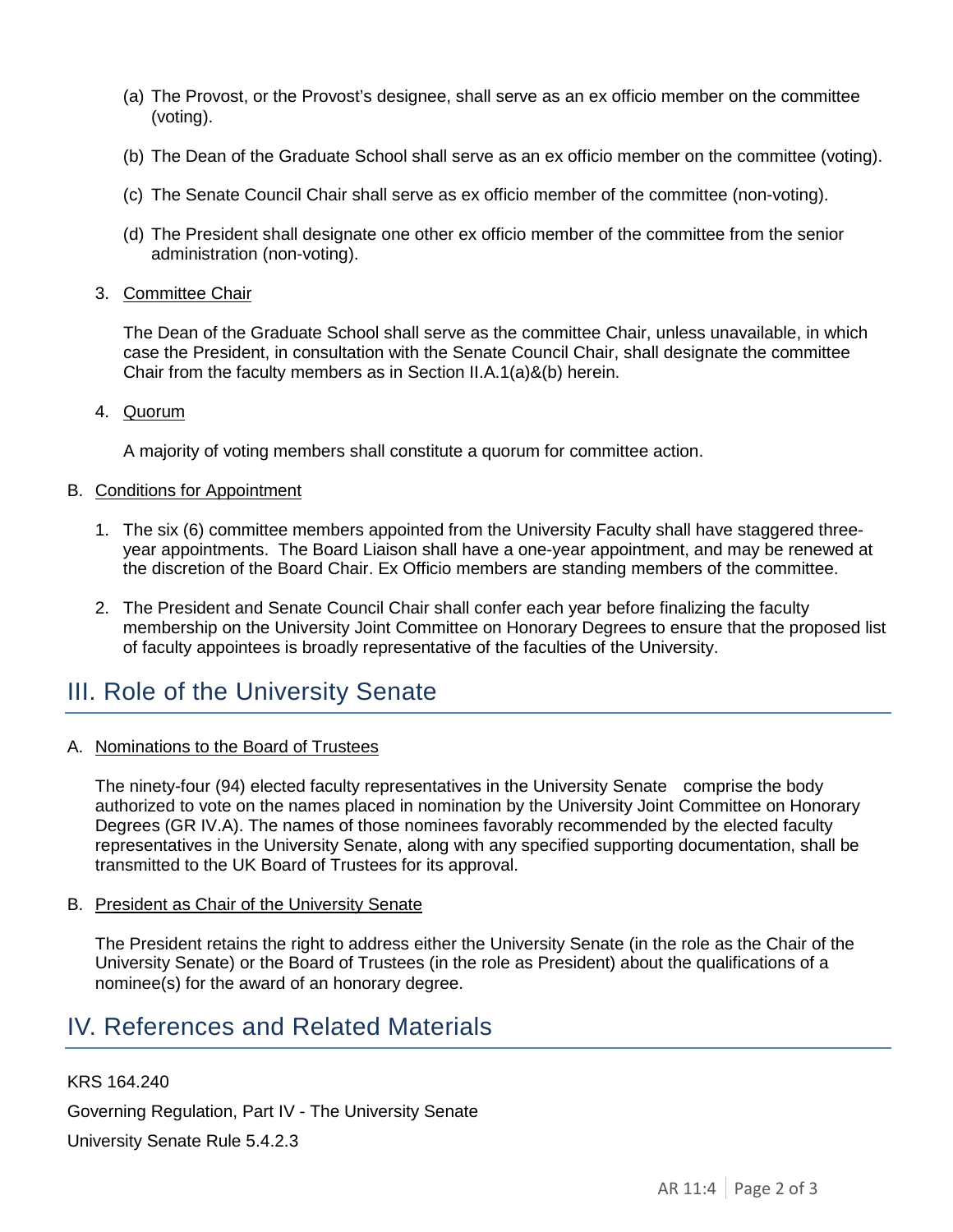(a) The Provost, or the Provost's designee, shall serve as an ex officio member on the committee (voting).

(b) The Dean of the Graduate School shall serve as an ex officio member on the committee (voting).

(c) The Senate Council Chair shall serve as ex officio member of the committee (non-voting).

(d) The President shall designate one other ex officio member of the committee from the senior administration (non-voting).

3. Committee Chair

The Dean of the Graduate School shall serve as the committee Chair, unless unavailable, in which case the President, in consultation with the Senate Council Chair, shall designate the committee Chair from the faculty members as in Section II.A.1(a)&(b) herein.

4. Quorum

A majority of voting members shall constitute a quorum for committee action.

B. Conditions for Appointment

1. The six (6) committee members appointed from the University Faculty shall have staggered three-year appointments. The Board Liaison shall have a one-year appointment, and may be renewed at the discretion of the Board Chair. Ex Officio members are standing members of the committee.

2. The President and Senate Council Chair shall confer each year before finalizing the faculty membership on the University Joint Committee on Honorary Degrees to ensure that the proposed list of faculty appointees is broadly representative of the faculties of the University.

## III. Role of the University Senate

A. Nominations to the Board of Trustees

The ninety-four (94) elected faculty representatives in the University Senate comprise the body authorized to vote on the names placed in nomination by the University Joint Committee on Honorary Degrees (GR IV.A). The names of those nominees favorably recommended by the elected faculty representatives in the University Senate, along with any specified supporting documentation, shall be transmitted to the UK Board of Trustees for its approval.

B. President as Chair of the University Senate

The President retains the right to address either the University Senate (in the role as the Chair of the University Senate) or the Board of Trustees (in the role as President) about the qualifications of a nominee(s) for the award of an honorary degree.

## IV. References and Related Materials

KRS 164.240

Governing Regulation, Part IV - The University Senate

University Senate Rule 5.4.2.3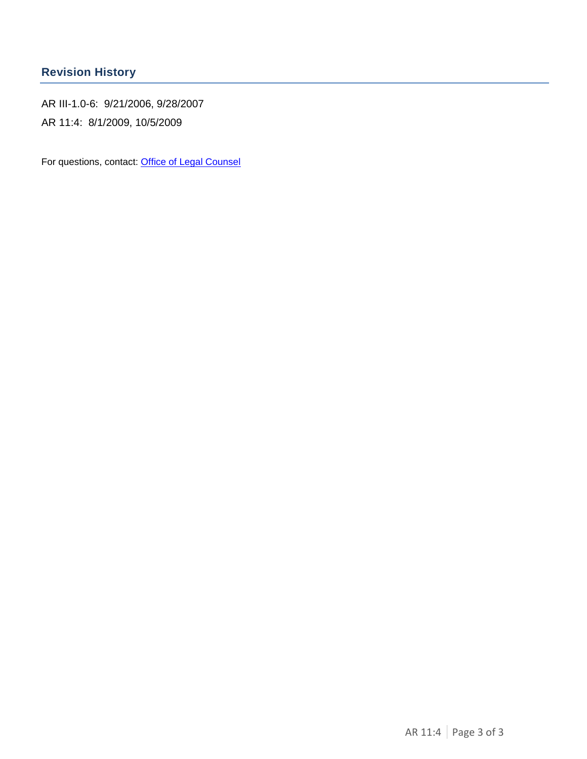## Revision History

AR III-1.0-6: 9/21/2006, 9/28/2007

AR 11:4: 8/1/2009, 10/5/2009

For questions, contact: Office of Legal Counsel